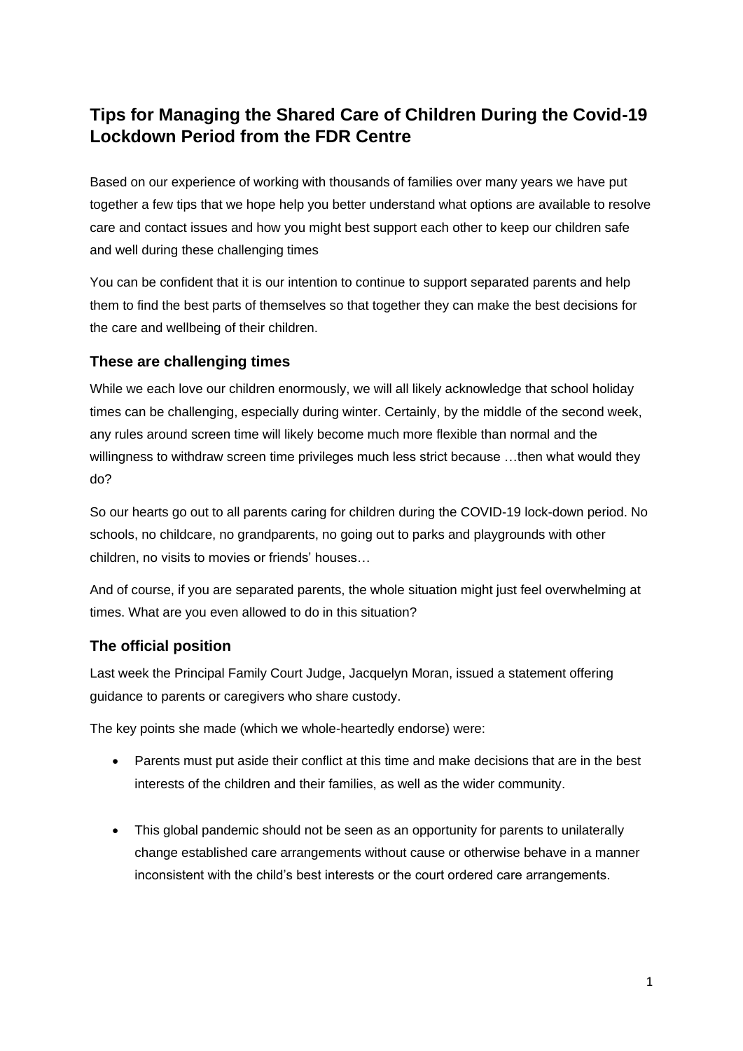# Tips for Managing the Shared Care of Children During the Covid-19 Lockdown Period from the FDR Centre

Based on our experience of working with thousands of families over many years we have put together a few tips that we hope help you better understand what options are available to resolve care and contact issues and how you might best support each other to keep our children safe and well during these challenging times

You can be confident that it is our intention to continue to support separated parents and help them to find the best parts of themselves so that together they can make the best decisions for the care and wellbeing of their children.

## These are challenging times

While we each love our children enormously, we will all likely acknowledge that school holiday times can be challenging, especially during winter. Certainly, by the middle of the second week, any rules around screen time will likely become much more flexible than normal and the willingness to withdraw screen time privileges much less strict because …then what would they do?

So our hearts go out to all parents caring for children during the COVID-19 lock-down period. No schools, no childcare, no grandparents, no going out to parks and playgrounds with other children, no visits to movies or friends' houses…

And of course, if you are separated parents, the whole situation might just feel overwhelming at times. What are you even allowed to do in this situation?

## The official position

Last week the Principal Family Court Judge, Jacquelyn Moran, issued a statement offering guidance to parents or caregivers who share custody.

The key points she made (which we whole-heartedly endorse) were:

- Parents must put aside their conflict at this time and make decisions that are in the best interests of the children and their families, as well as the wider community.

- This global pandemic should not be seen as an opportunity for parents to unilaterally change established care arrangements without cause or otherwise behave in a manner inconsistent with the child's best interests or the court ordered care arrangements.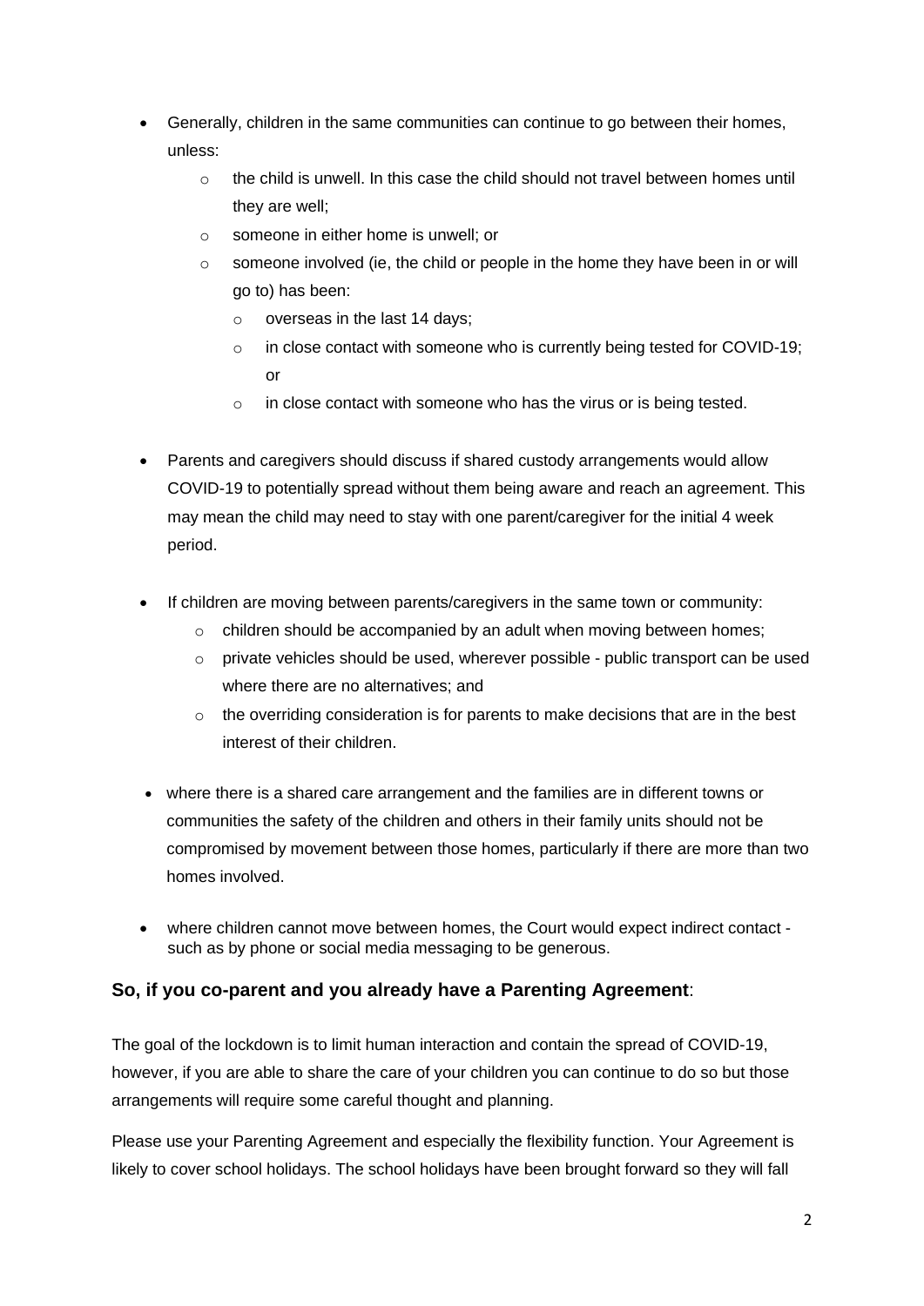- Generally, children in the same communities can continue to go between their homes, unless:
  - the child is unwell. In this case the child should not travel between homes until they are well;
  - someone in either home is unwell; or
  - someone involved (ie, the child or people in the home they have been in or will go to) has been:
    - overseas in the last 14 days;
    - in close contact with someone who is currently being tested for COVID-19; or
    - in close contact with someone who has the virus or is being tested.

- Parents and caregivers should discuss if shared custody arrangements would allow COVID-19 to potentially spread without them being aware and reach an agreement. This may mean the child may need to stay with one parent/caregiver for the initial 4 week period.

- If children are moving between parents/caregivers in the same town or community:
  - children should be accompanied by an adult when moving between homes;
  - private vehicles should be used, wherever possible - public transport can be used where there are no alternatives; and
  - the overriding consideration is for parents to make decisions that are in the best interest of their children.

- where there is a shared care arrangement and the families are in different towns or communities the safety of the children and others in their family units should not be compromised by movement between those homes, particularly if there are more than two homes involved.

- where children cannot move between homes, the Court would expect indirect contact - such as by phone or social media messaging to be generous.

### **So, if you co-parent and you already have a Parenting Agreement**:

The goal of the lockdown is to limit human interaction and contain the spread of COVID-19, however, if you are able to share the care of your children you can continue to do so but those arrangements will require some careful thought and planning.

Please use your Parenting Agreement and especially the flexibility function. Your Agreement is likely to cover school holidays. The school holidays have been brought forward so they will fall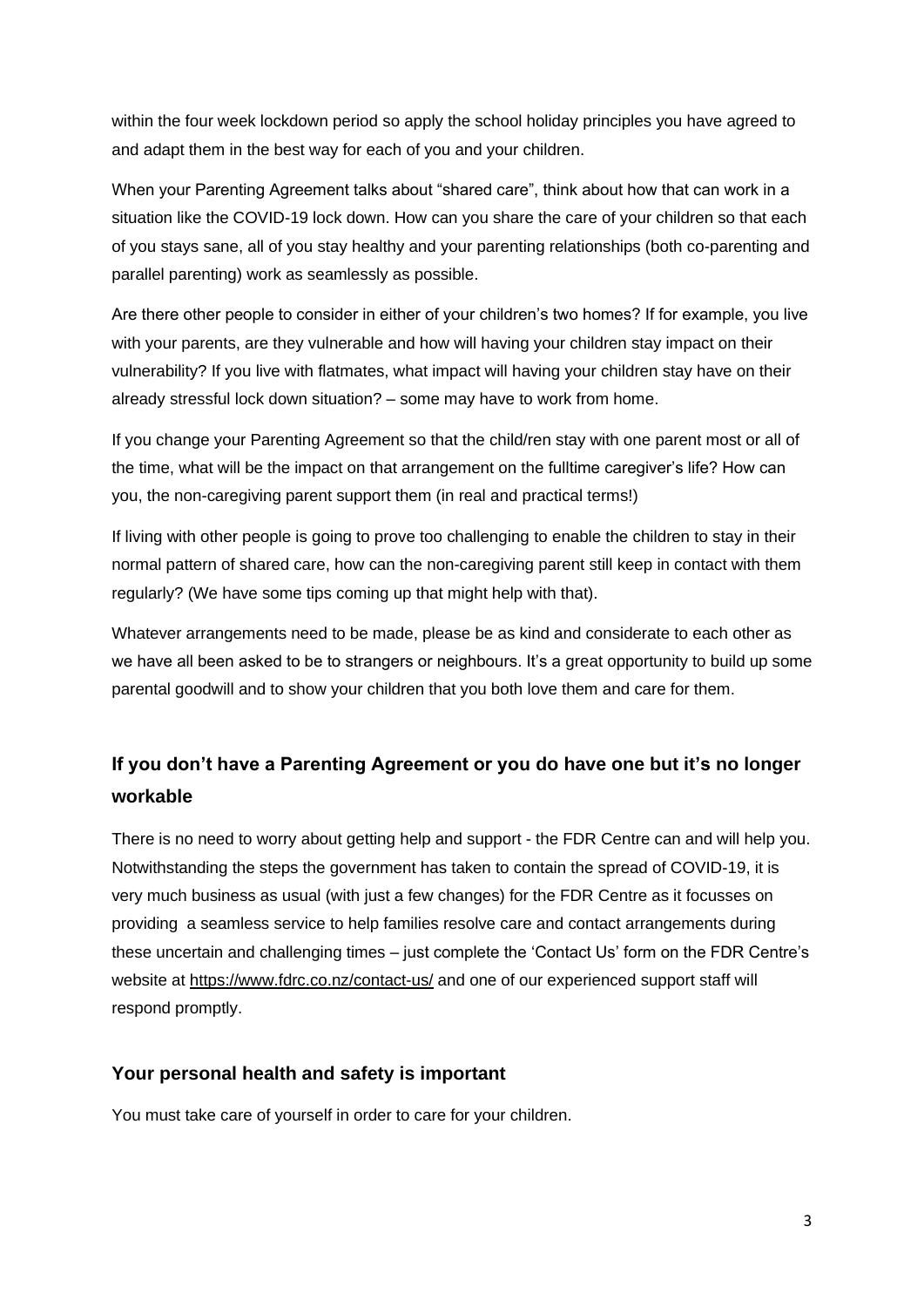within the four week lockdown period so apply the school holiday principles you have agreed to and adapt them in the best way for each of you and your children.

When your Parenting Agreement talks about "shared care", think about how that can work in a situation like the COVID-19 lock down. How can you share the care of your children so that each of you stays sane, all of you stay healthy and your parenting relationships (both co-parenting and parallel parenting) work as seamlessly as possible.

Are there other people to consider in either of your children's two homes? If for example, you live with your parents, are they vulnerable and how will having your children stay impact on their vulnerability? If you live with flatmates, what impact will having your children stay have on their already stressful lock down situation? – some may have to work from home.

If you change your Parenting Agreement so that the child/ren stay with one parent most or all of the time, what will be the impact on that arrangement on the fulltime caregiver's life? How can you, the non-caregiving parent support them (in real and practical terms!)

If living with other people is going to prove too challenging to enable the children to stay in their normal pattern of shared care, how can the non-caregiving parent still keep in contact with them regularly? (We have some tips coming up that might help with that).

Whatever arrangements need to be made, please be as kind and considerate to each other as we have all been asked to be to strangers or neighbours. It's a great opportunity to build up some parental goodwill and to show your children that you both love them and care for them.

## If you don't have a Parenting Agreement or you do have one but it's no longer workable

There is no need to worry about getting help and support - the FDR Centre can and will help you. Notwithstanding the steps the government has taken to contain the spread of COVID-19, it is very much business as usual (with just a few changes) for the FDR Centre as it focusses on providing a seamless service to help families resolve care and contact arrangements during these uncertain and challenging times – just complete the 'Contact Us' form on the FDR Centre's website at https://www.fdrc.co.nz/contact-us/ and one of our experienced support staff will respond promptly.

## Your personal health and safety is important

You must take care of yourself in order to care for your children.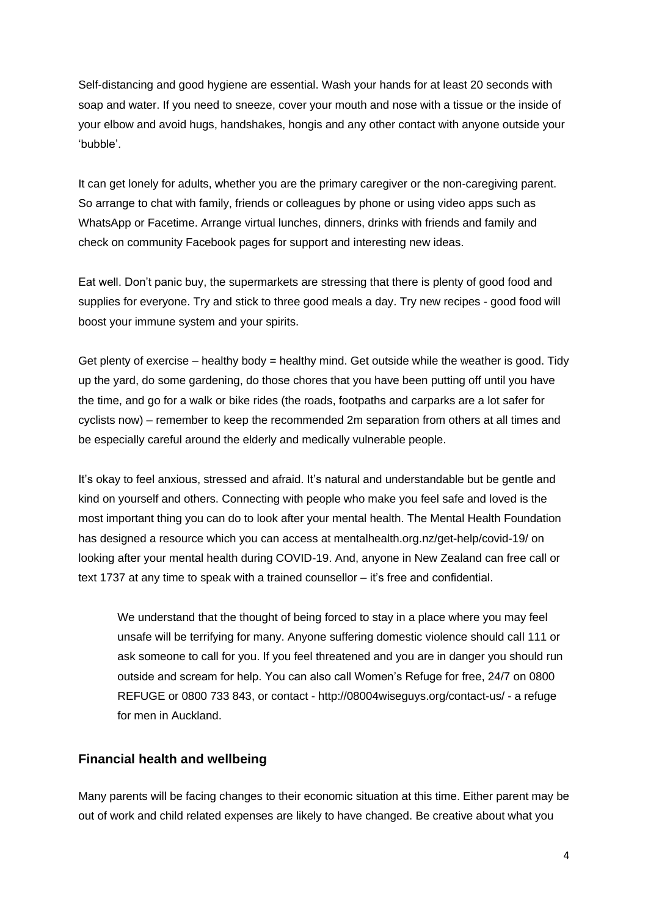Self-distancing and good hygiene are essential. Wash your hands for at least 20 seconds with soap and water. If you need to sneeze, cover your mouth and nose with a tissue or the inside of your elbow and avoid hugs, handshakes, hongis and any other contact with anyone outside your 'bubble'.

It can get lonely for adults, whether you are the primary caregiver or the non-caregiving parent. So arrange to chat with family, friends or colleagues by phone or using video apps such as WhatsApp or Facetime. Arrange virtual lunches, dinners, drinks with friends and family and check on community Facebook pages for support and interesting new ideas.

Eat well. Don't panic buy, the supermarkets are stressing that there is plenty of good food and supplies for everyone. Try and stick to three good meals a day. Try new recipes - good food will boost your immune system and your spirits.

Get plenty of exercise – healthy body = healthy mind. Get outside while the weather is good. Tidy up the yard, do some gardening, do those chores that you have been putting off until you have the time, and go for a walk or bike rides (the roads, footpaths and carparks are a lot safer for cyclists now) – remember to keep the recommended 2m separation from others at all times and be especially careful around the elderly and medically vulnerable people.

It's okay to feel anxious, stressed and afraid. It's natural and understandable but be gentle and kind on yourself and others. Connecting with people who make you feel safe and loved is the most important thing you can do to look after your mental health. The Mental Health Foundation has designed a resource which you can access at mentalhealth.org.nz/get-help/covid-19/ on looking after your mental health during COVID-19. And, anyone in New Zealand can free call or text 1737 at any time to speak with a trained counsellor – it's free and confidential.

> We understand that the thought of being forced to stay in a place where you may feel unsafe will be terrifying for many. Anyone suffering domestic violence should call 111 or ask someone to call for you. If you feel threatened and you are in danger you should run outside and scream for help. You can also call Women's Refuge for free, 24/7 on 0800 REFUGE or 0800 733 843, or contact - http://08004wiseguys.org/contact-us/ - a refuge for men in Auckland.

## Financial health and wellbeing

Many parents will be facing changes to their economic situation at this time. Either parent may be out of work and child related expenses are likely to have changed. Be creative about what you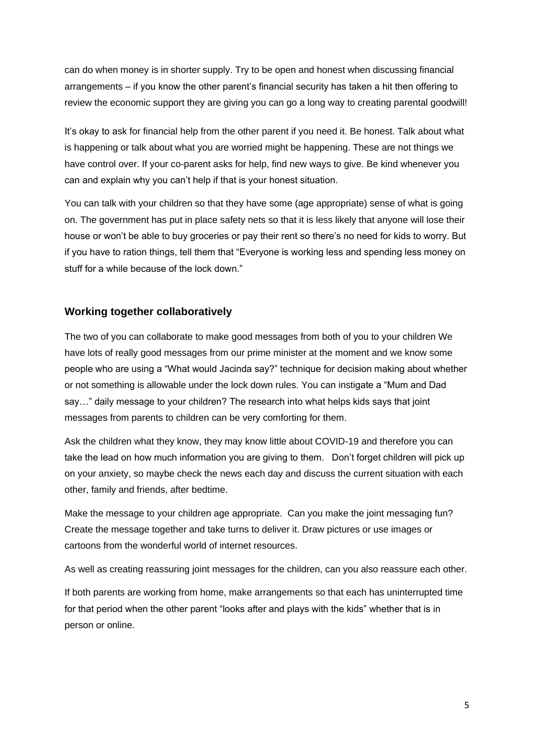can do when money is in shorter supply. Try to be open and honest when discussing financial arrangements – if you know the other parent's financial security has taken a hit then offering to review the economic support they are giving you can go a long way to creating parental goodwill!

It's okay to ask for financial help from the other parent if you need it. Be honest. Talk about what is happening or talk about what you are worried might be happening. These are not things we have control over. If your co-parent asks for help, find new ways to give. Be kind whenever you can and explain why you can't help if that is your honest situation.

You can talk with your children so that they have some (age appropriate) sense of what is going on. The government has put in place safety nets so that it is less likely that anyone will lose their house or won't be able to buy groceries or pay their rent so there's no need for kids to worry. But if you have to ration things, tell them that "Everyone is working less and spending less money on stuff for a while because of the lock down."

## Working together collaboratively

The two of you can collaborate to make good messages from both of you to your children We have lots of really good messages from our prime minister at the moment and we know some people who are using a "What would Jacinda say?" technique for decision making about whether or not something is allowable under the lock down rules. You can instigate a "Mum and Dad say…" daily message to your children? The research into what helps kids says that joint messages from parents to children can be very comforting for them.

Ask the children what they know, they may know little about COVID-19 and therefore you can take the lead on how much information you are giving to them.  Don't forget children will pick up on your anxiety, so maybe check the news each day and discuss the current situation with each other, family and friends, after bedtime.

Make the message to your children age appropriate.  Can you make the joint messaging fun? Create the message together and take turns to deliver it. Draw pictures or use images or cartoons from the wonderful world of internet resources.

As well as creating reassuring joint messages for the children, can you also reassure each other.

If both parents are working from home, make arrangements so that each has uninterrupted time for that period when the other parent "looks after and plays with the kids" whether that is in person or online.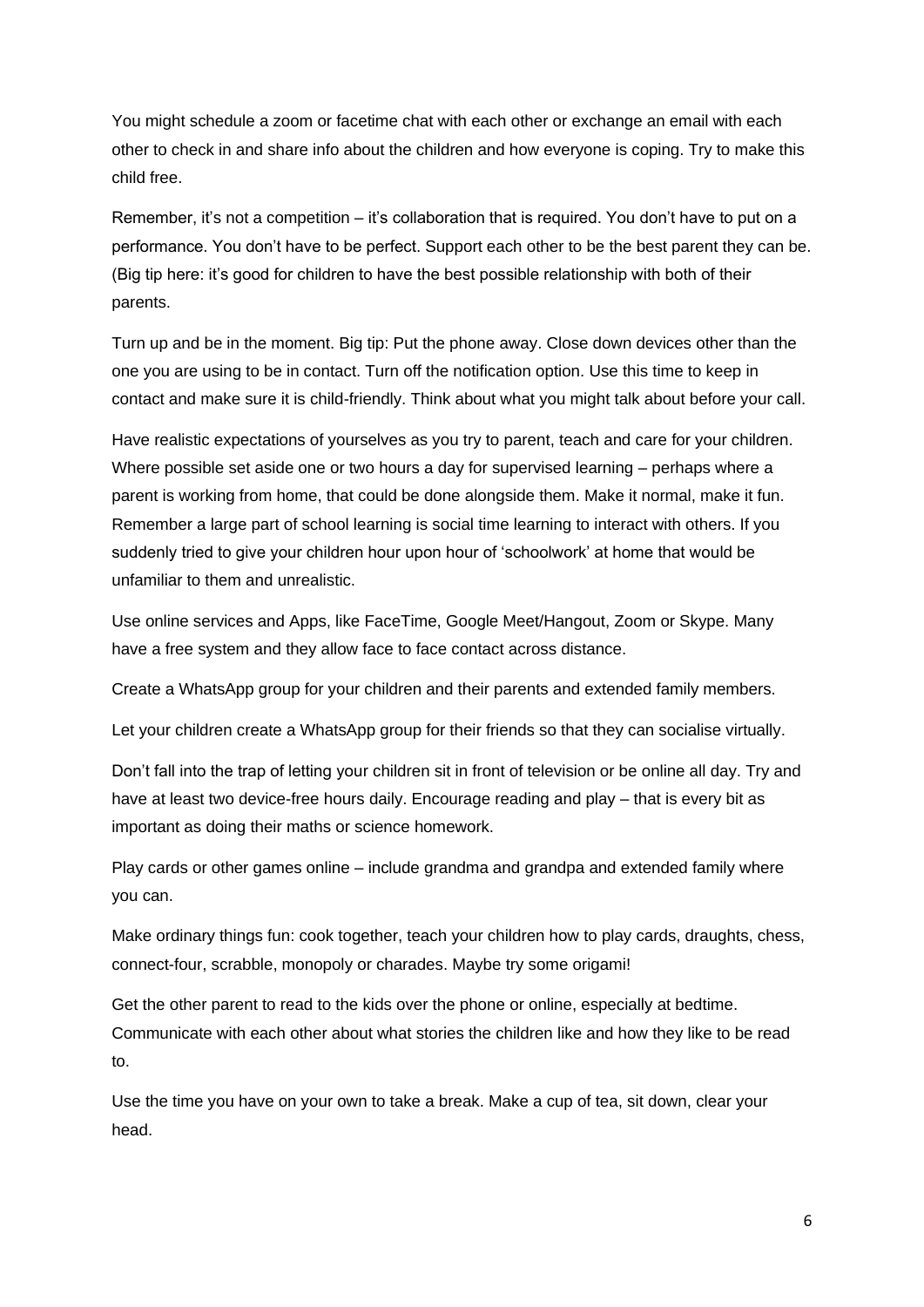You might schedule a zoom or facetime chat with each other or exchange an email with each other to check in and share info about the children and how everyone is coping. Try to make this child free.

Remember, it's not a competition – it's collaboration that is required. You don't have to put on a performance. You don't have to be perfect. Support each other to be the best parent they can be. (Big tip here: it's good for children to have the best possible relationship with both of their parents.

Turn up and be in the moment. Big tip: Put the phone away. Close down devices other than the one you are using to be in contact. Turn off the notification option. Use this time to keep in contact and make sure it is child-friendly. Think about what you might talk about before your call.

Have realistic expectations of yourselves as you try to parent, teach and care for your children. Where possible set aside one or two hours a day for supervised learning – perhaps where a parent is working from home, that could be done alongside them. Make it normal, make it fun. Remember a large part of school learning is social time learning to interact with others. If you suddenly tried to give your children hour upon hour of 'schoolwork' at home that would be unfamiliar to them and unrealistic.

Use online services and Apps, like FaceTime, Google Meet/Hangout, Zoom or Skype. Many have a free system and they allow face to face contact across distance.

Create a WhatsApp group for your children and their parents and extended family members.

Let your children create a WhatsApp group for their friends so that they can socialise virtually.

Don't fall into the trap of letting your children sit in front of television or be online all day. Try and have at least two device-free hours daily. Encourage reading and play – that is every bit as important as doing their maths or science homework.

Play cards or other games online – include grandma and grandpa and extended family where you can.

Make ordinary things fun: cook together, teach your children how to play cards, draughts, chess, connect-four, scrabble, monopoly or charades. Maybe try some origami!

Get the other parent to read to the kids over the phone or online, especially at bedtime. Communicate with each other about what stories the children like and how they like to be read to.

Use the time you have on your own to take a break. Make a cup of tea, sit down, clear your head.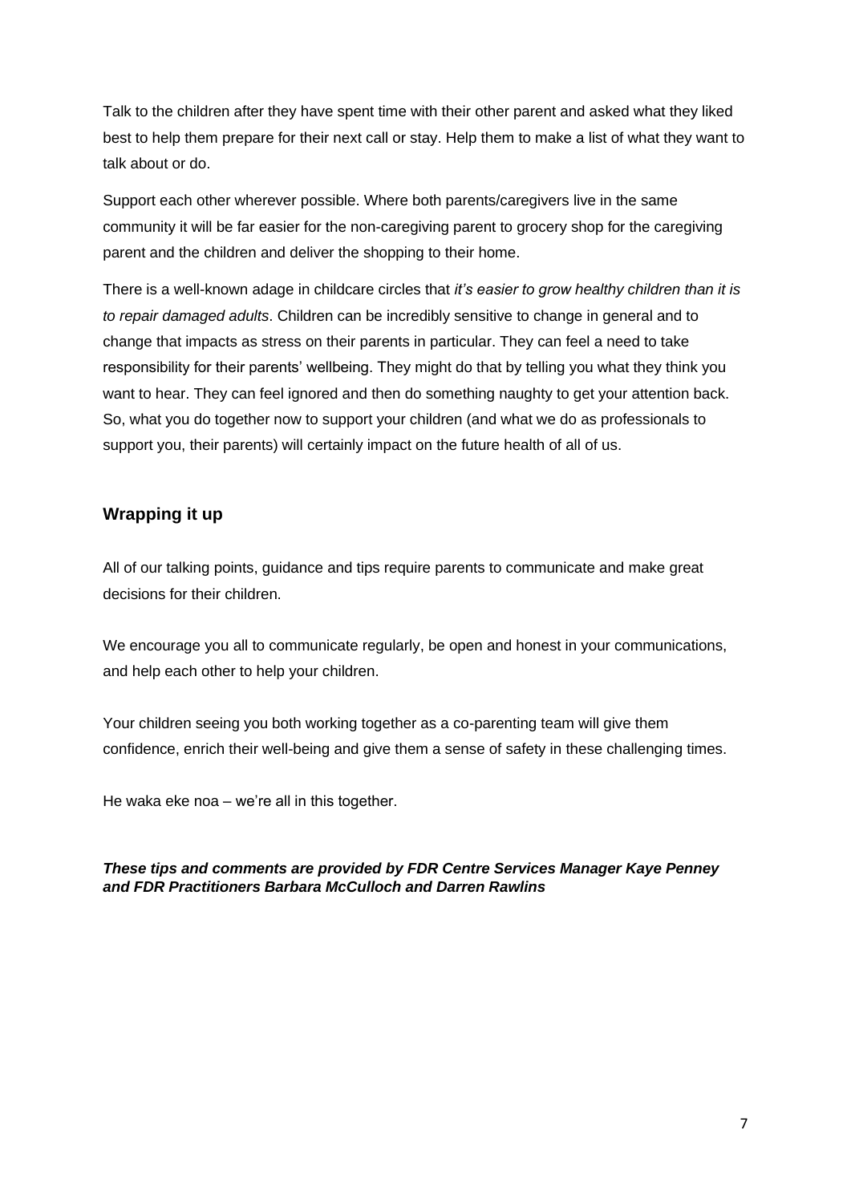Talk to the children after they have spent time with their other parent and asked what they liked best to help them prepare for their next call or stay. Help them to make a list of what they want to talk about or do.

Support each other wherever possible. Where both parents/caregivers live in the same community it will be far easier for the non-caregiving parent to grocery shop for the caregiving parent and the children and deliver the shopping to their home.

There is a well-known adage in childcare circles that *it's easier to grow healthy children than it is to repair damaged adults*. Children can be incredibly sensitive to change in general and to change that impacts as stress on their parents in particular. They can feel a need to take responsibility for their parents' wellbeing. They might do that by telling you what they think you want to hear. They can feel ignored and then do something naughty to get your attention back. So, what you do together now to support your children (and what we do as professionals to support you, their parents) will certainly impact on the future health of all of us.

## Wrapping it up

All of our talking points, guidance and tips require parents to communicate and make great decisions for their children.

We encourage you all to communicate regularly, be open and honest in your communications, and help each other to help your children.

Your children seeing you both working together as a co-parenting team will give them confidence, enrich their well-being and give them a sense of safety in these challenging times.

He waka eke noa – we're all in this together.

***These tips and comments are provided by FDR Centre Services Manager Kaye Penney and FDR Practitioners Barbara McCulloch and Darren Rawlins***